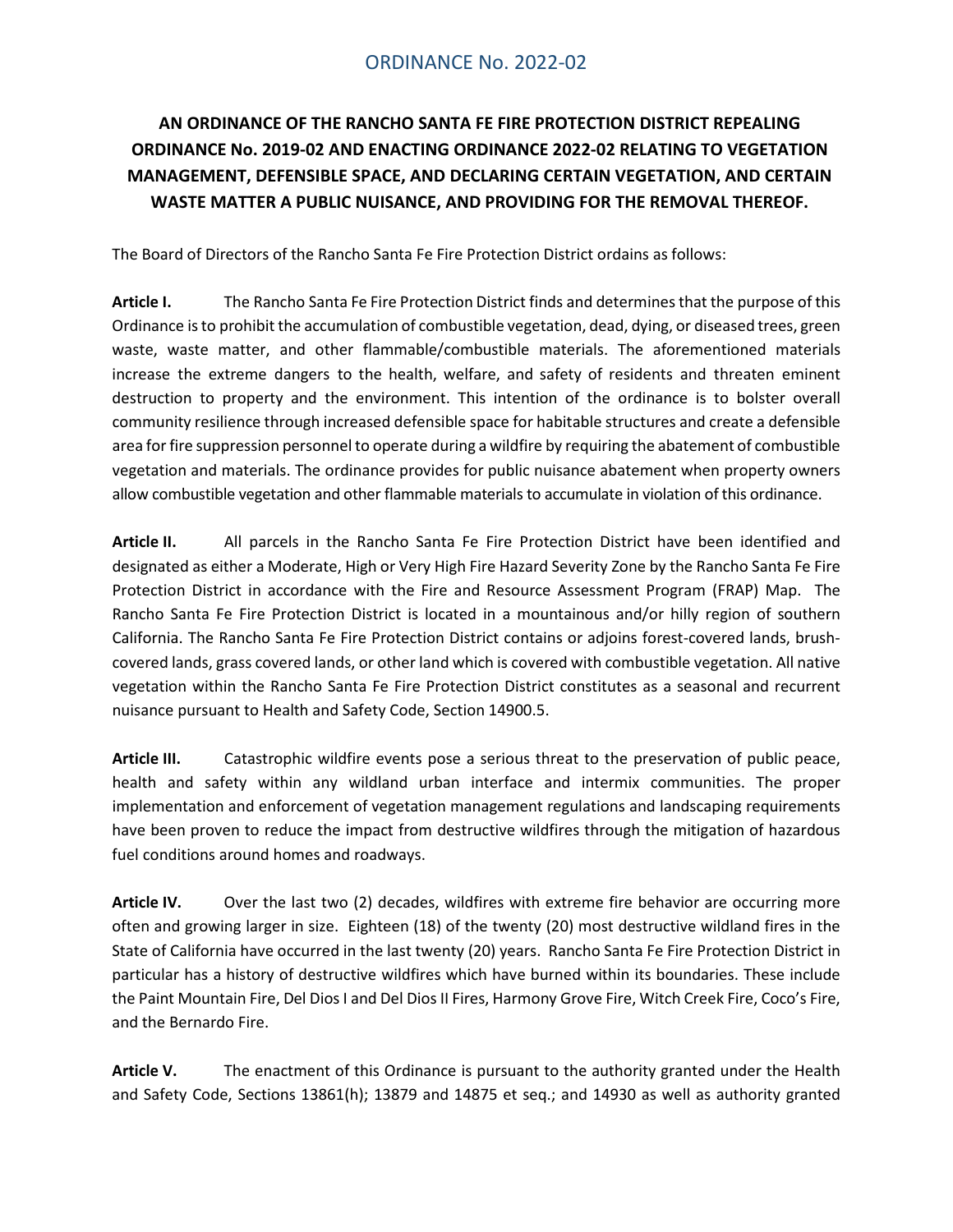# ORDINANCE No. 2022-02

**AN ORDINANCE OF THE RANCHO SANTA FE FIRE PROTECTION DISTRICT REPEALING ORDINANCE No. 2019-02 AND ENACTING ORDINANCE 2022-02 RELATING TO VEGETATION MANAGEMENT, DEFENSIBLE SPACE, AND DECLARING CERTAIN VEGETATION, AND CERTAIN WASTE MATTER A PUBLIC NUISANCE, AND PROVIDING FOR THE REMOVAL THEREOF.**

The Board of Directors of the Rancho Santa Fe Fire Protection District ordains as follows:

**Article I.** The Rancho Santa Fe Fire Protection District finds and determines that the purpose of this Ordinance is to prohibit the accumulation of combustible vegetation, dead, dying, or diseased trees, green waste, waste matter, and other flammable/combustible materials. The aforementioned materials increase the extreme dangers to the health, welfare, and safety of residents and threaten eminent destruction to property and the environment. This intention of the ordinance is to bolster overall community resilience through increased defensible space for habitable structures and create a defensible area for fire suppression personnel to operate during a wildfire by requiring the abatement of combustible vegetation and materials. The ordinance provides for public nuisance abatement when property owners allow combustible vegetation and other flammable materials to accumulate in violation of this ordinance.

**Article II.** All parcels in the Rancho Santa Fe Fire Protection District have been identified and designated as either a Moderate, High or Very High Fire Hazard Severity Zone by the Rancho Santa Fe Fire Protection District in accordance with the Fire and Resource Assessment Program (FRAP) Map. The Rancho Santa Fe Fire Protection District is located in a mountainous and/or hilly region of southern California. The Rancho Santa Fe Fire Protection District contains or adjoins forest-covered lands, brush-covered lands, grass covered lands, or other land which is covered with combustible vegetation. All native vegetation within the Rancho Santa Fe Fire Protection District constitutes as a seasonal and recurrent nuisance pursuant to Health and Safety Code, Section 14900.5.

**Article III.** Catastrophic wildfire events pose a serious threat to the preservation of public peace, health and safety within any wildland urban interface and intermix communities. The proper implementation and enforcement of vegetation management regulations and landscaping requirements have been proven to reduce the impact from destructive wildfires through the mitigation of hazardous fuel conditions around homes and roadways.

**Article IV.** Over the last two (2) decades, wildfires with extreme fire behavior are occurring more often and growing larger in size. Eighteen (18) of the twenty (20) most destructive wildland fires in the State of California have occurred in the last twenty (20) years. Rancho Santa Fe Fire Protection District in particular has a history of destructive wildfires which have burned within its boundaries. These include the Paint Mountain Fire, Del Dios I and Del Dios II Fires, Harmony Grove Fire, Witch Creek Fire, Coco's Fire, and the Bernardo Fire.

**Article V.** The enactment of this Ordinance is pursuant to the authority granted under the Health and Safety Code, Sections 13861(h); 13879 and 14875 et seq.; and 14930 as well as authority granted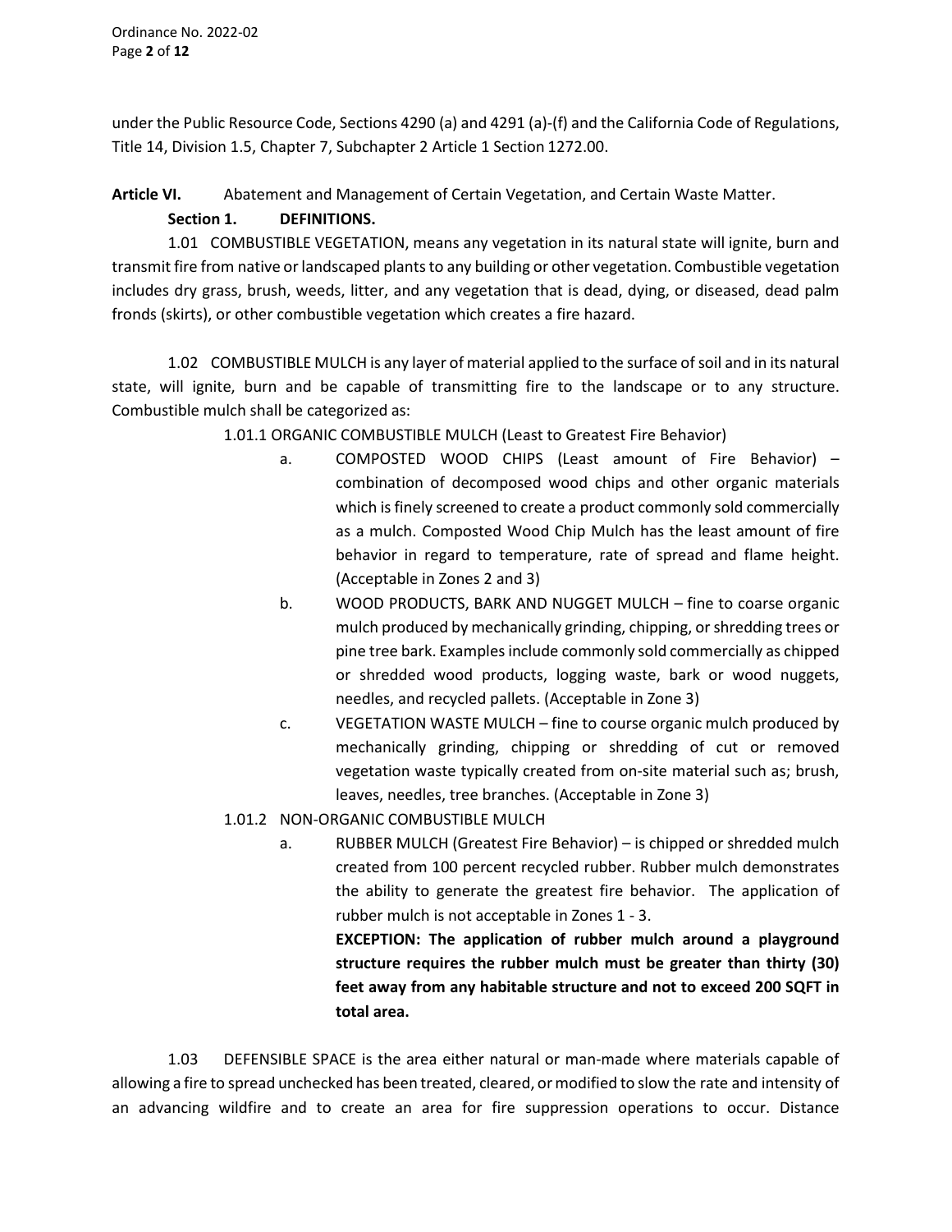under the Public Resource Code, Sections 4290 (a) and 4291 (a)-(f) and the California Code of Regulations, Title 14, Division 1.5, Chapter 7, Subchapter 2 Article 1 Section 1272.00.

**Article VI.** Abatement and Management of Certain Vegetation, and Certain Waste Matter.

**Section 1. DEFINITIONS.**

1.01 COMBUSTIBLE VEGETATION, means any vegetation in its natural state will ignite, burn and transmit fire from native or landscaped plants to any building or other vegetation. Combustible vegetation includes dry grass, brush, weeds, litter, and any vegetation that is dead, dying, or diseased, dead palm fronds (skirts), or other combustible vegetation which creates a fire hazard.

1.02 COMBUSTIBLE MULCH is any layer of material applied to the surface of soil and in its natural state, will ignite, burn and be capable of transmitting fire to the landscape or to any structure. Combustible mulch shall be categorized as:

1.01.1 ORGANIC COMBUSTIBLE MULCH (Least to Greatest Fire Behavior)

a. COMPOSTED WOOD CHIPS (Least amount of Fire Behavior) – combination of decomposed wood chips and other organic materials which is finely screened to create a product commonly sold commercially as a mulch. Composted Wood Chip Mulch has the least amount of fire behavior in regard to temperature, rate of spread and flame height. (Acceptable in Zones 2 and 3)

b. WOOD PRODUCTS, BARK AND NUGGET MULCH – fine to coarse organic mulch produced by mechanically grinding, chipping, or shredding trees or pine tree bark. Examples include commonly sold commercially as chipped or shredded wood products, logging waste, bark or wood nuggets, needles, and recycled pallets. (Acceptable in Zone 3)

c. VEGETATION WASTE MULCH – fine to course organic mulch produced by mechanically grinding, chipping or shredding of cut or removed vegetation waste typically created from on-site material such as; brush, leaves, needles, tree branches. (Acceptable in Zone 3)

1.01.2 NON-ORGANIC COMBUSTIBLE MULCH

a. RUBBER MULCH (Greatest Fire Behavior) – is chipped or shredded mulch created from 100 percent recycled rubber. Rubber mulch demonstrates the ability to generate the greatest fire behavior. The application of rubber mulch is not acceptable in Zones 1 - 3.

**EXCEPTION: The application of rubber mulch around a playground structure requires the rubber mulch must be greater than thirty (30) feet away from any habitable structure and not to exceed 200 SQFT in total area.**

1.03 DEFENSIBLE SPACE is the area either natural or man-made where materials capable of allowing a fire to spread unchecked has been treated, cleared, or modified to slow the rate and intensity of an advancing wildfire and to create an area for fire suppression operations to occur. Distance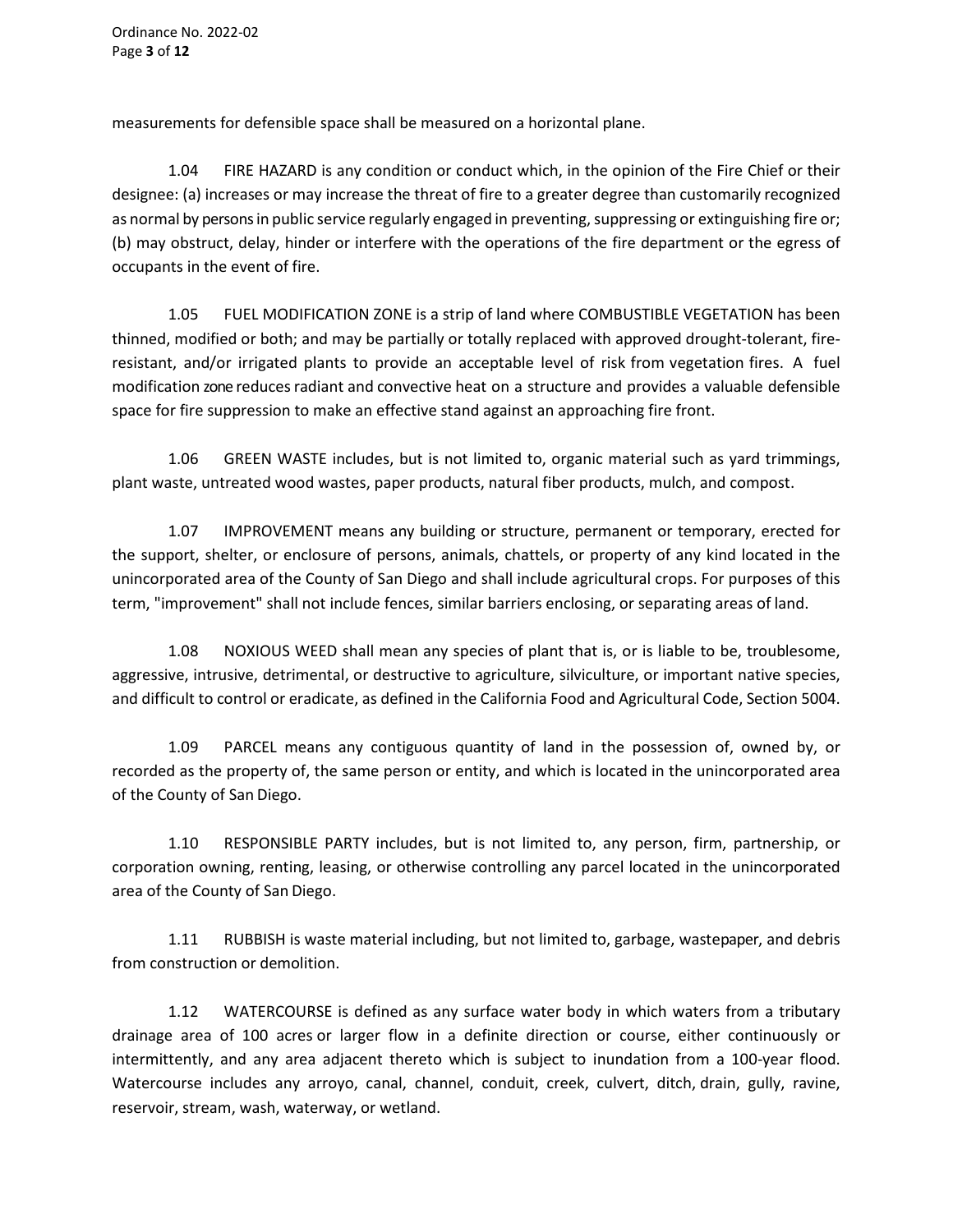measurements for defensible space shall be measured on a horizontal plane.

1.04 FIRE HAZARD is any condition or conduct which, in the opinion of the Fire Chief or their designee: (a) increases or may increase the threat of fire to a greater degree than customarily recognized as normal by persons in public service regularly engaged in preventing, suppressing or extinguishing fire or; (b) may obstruct, delay, hinder or interfere with the operations of the fire department or the egress of occupants in the event of fire.

1.05 FUEL MODIFICATION ZONE is a strip of land where COMBUSTIBLE VEGETATION has been thinned, modified or both; and may be partially or totally replaced with approved drought-tolerant, fire-resistant, and/or irrigated plants to provide an acceptable level of risk from vegetation fires. A fuel modification zone reduces radiant and convective heat on a structure and provides a valuable defensible space for fire suppression to make an effective stand against an approaching fire front.

1.06 GREEN WASTE includes, but is not limited to, organic material such as yard trimmings, plant waste, untreated wood wastes, paper products, natural fiber products, mulch, and compost.

1.07 IMPROVEMENT means any building or structure, permanent or temporary, erected for the support, shelter, or enclosure of persons, animals, chattels, or property of any kind located in the unincorporated area of the County of San Diego and shall include agricultural crops. For purposes of this term, "improvement" shall not include fences, similar barriers enclosing, or separating areas of land.

1.08 NOXIOUS WEED shall mean any species of plant that is, or is liable to be, troublesome, aggressive, intrusive, detrimental, or destructive to agriculture, silviculture, or important native species, and difficult to control or eradicate, as defined in the California Food and Agricultural Code, Section 5004.

1.09 PARCEL means any contiguous quantity of land in the possession of, owned by, or recorded as the property of, the same person or entity, and which is located in the unincorporated area of the County of San Diego.

1.10 RESPONSIBLE PARTY includes, but is not limited to, any person, firm, partnership, or corporation owning, renting, leasing, or otherwise controlling any parcel located in the unincorporated area of the County of San Diego.

1.11 RUBBISH is waste material including, but not limited to, garbage, wastepaper, and debris from construction or demolition.

1.12 WATERCOURSE is defined as any surface water body in which waters from a tributary drainage area of 100 acres or larger flow in a definite direction or course, either continuously or intermittently, and any area adjacent thereto which is subject to inundation from a 100-year flood. Watercourse includes any arroyo, canal, channel, conduit, creek, culvert, ditch, drain, gully, ravine, reservoir, stream, wash, waterway, or wetland.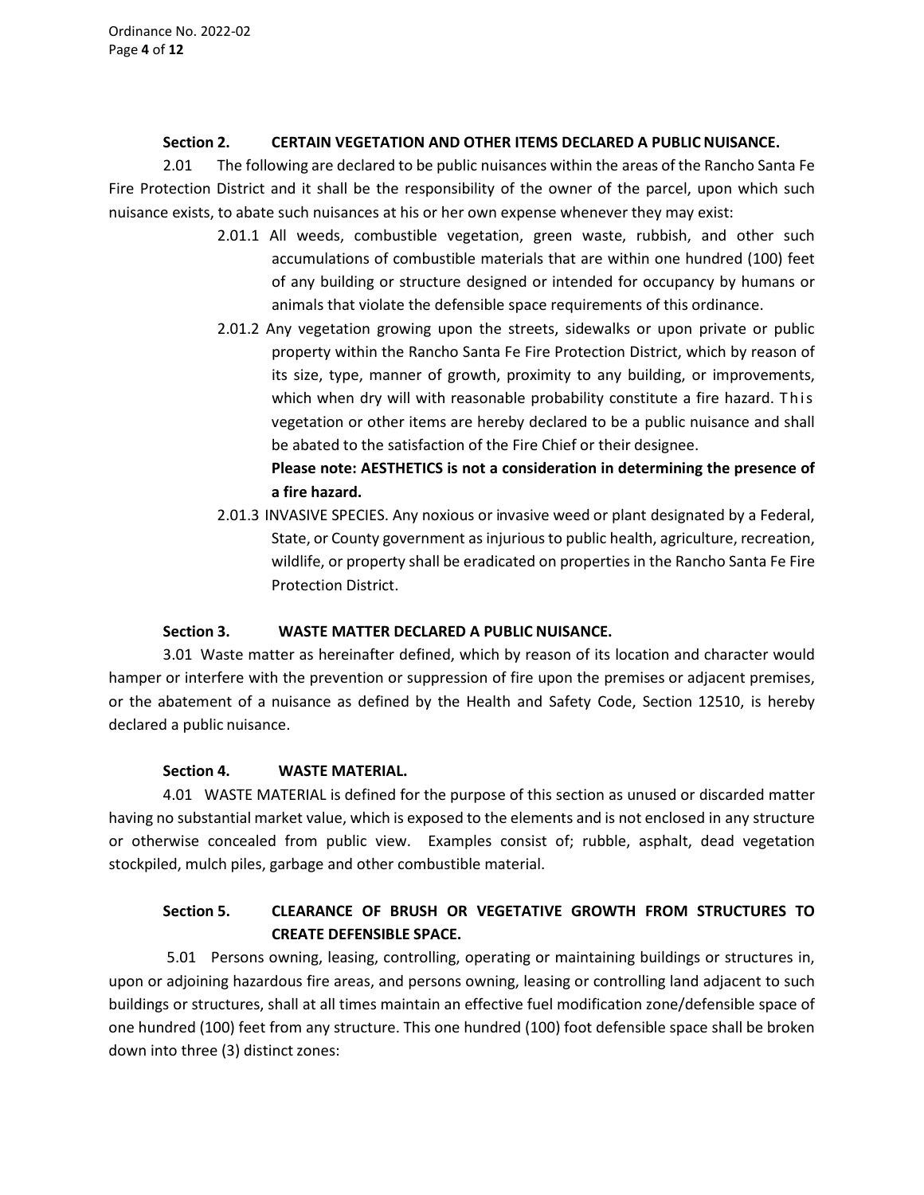**Section 2. CERTAIN VEGETATION AND OTHER ITEMS DECLARED A PUBLIC NUISANCE.**

2.01 The following are declared to be public nuisances within the areas of the Rancho Santa Fe Fire Protection District and it shall be the responsibility of the owner of the parcel, upon which such nuisance exists, to abate such nuisances at his or her own expense whenever they may exist:

2.01.1 All weeds, combustible vegetation, green waste, rubbish, and other such accumulations of combustible materials that are within one hundred (100) feet of any building or structure designed or intended for occupancy by humans or animals that violate the defensible space requirements of this ordinance.

2.01.2 Any vegetation growing upon the streets, sidewalks or upon private or public property within the Rancho Santa Fe Fire Protection District, which by reason of its size, type, manner of growth, proximity to any building, or improvements, which when dry will with reasonable probability constitute a fire hazard. This vegetation or other items are hereby declared to be a public nuisance and shall be abated to the satisfaction of the Fire Chief or their designee.

**Please note: AESTHETICS is not a consideration in determining the presence of a fire hazard.**

2.01.3 INVASIVE SPECIES. Any noxious or invasive weed or plant designated by a Federal, State, or County government as injurious to public health, agriculture, recreation, wildlife, or property shall be eradicated on properties in the Rancho Santa Fe Fire Protection District.

**Section 3. WASTE MATTER DECLARED A PUBLIC NUISANCE.**

3.01 Waste matter as hereinafter defined, which by reason of its location and character would hamper or interfere with the prevention or suppression of fire upon the premises or adjacent premises, or the abatement of a nuisance as defined by the Health and Safety Code, Section 12510, is hereby declared a public nuisance.

**Section 4. WASTE MATERIAL.**

4.01 WASTE MATERIAL is defined for the purpose of this section as unused or discarded matter having no substantial market value, which is exposed to the elements and is not enclosed in any structure or otherwise concealed from public view. Examples consist of; rubble, asphalt, dead vegetation stockpiled, mulch piles, garbage and other combustible material.

**Section 5. CLEARANCE OF BRUSH OR VEGETATIVE GROWTH FROM STRUCTURES TO CREATE DEFENSIBLE SPACE.**

5.01 Persons owning, leasing, controlling, operating or maintaining buildings or structures in, upon or adjoining hazardous fire areas, and persons owning, leasing or controlling land adjacent to such buildings or structures, shall at all times maintain an effective fuel modification zone/defensible space of one hundred (100) feet from any structure. This one hundred (100) foot defensible space shall be broken down into three (3) distinct zones: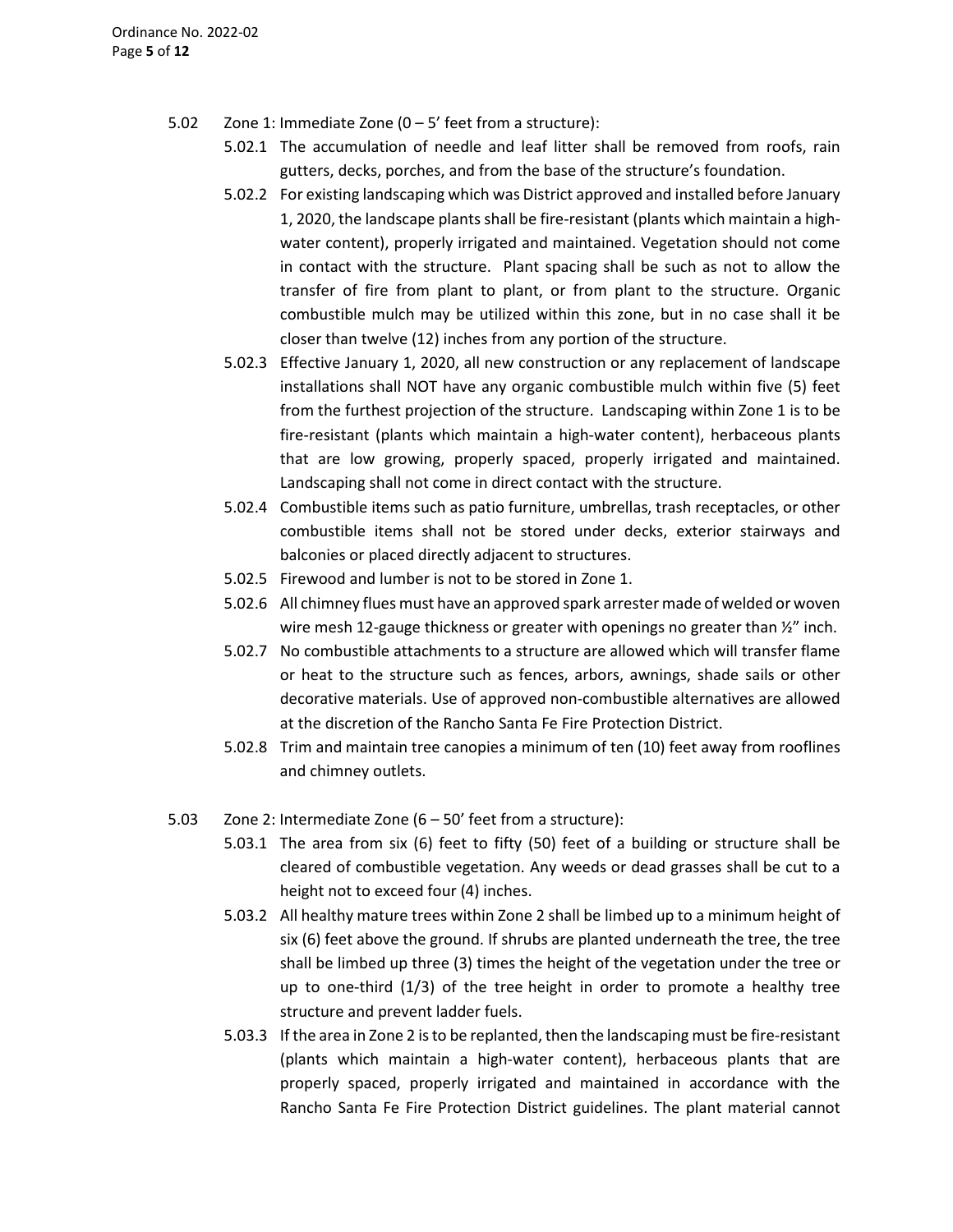5.02 Zone 1: Immediate Zone (0 – 5' feet from a structure):

5.02.1 The accumulation of needle and leaf litter shall be removed from roofs, rain gutters, decks, porches, and from the base of the structure's foundation.

5.02.2 For existing landscaping which was District approved and installed before January 1, 2020, the landscape plants shall be fire-resistant (plants which maintain a high-water content), properly irrigated and maintained. Vegetation should not come in contact with the structure. Plant spacing shall be such as not to allow the transfer of fire from plant to plant, or from plant to the structure. Organic combustible mulch may be utilized within this zone, but in no case shall it be closer than twelve (12) inches from any portion of the structure.

5.02.3 Effective January 1, 2020, all new construction or any replacement of landscape installations shall NOT have any organic combustible mulch within five (5) feet from the furthest projection of the structure. Landscaping within Zone 1 is to be fire-resistant (plants which maintain a high-water content), herbaceous plants that are low growing, properly spaced, properly irrigated and maintained. Landscaping shall not come in direct contact with the structure.

5.02.4 Combustible items such as patio furniture, umbrellas, trash receptacles, or other combustible items shall not be stored under decks, exterior stairways and balconies or placed directly adjacent to structures.

5.02.5 Firewood and lumber is not to be stored in Zone 1.

5.02.6 All chimney flues must have an approved spark arrester made of welded or woven wire mesh 12-gauge thickness or greater with openings no greater than ½" inch.

5.02.7 No combustible attachments to a structure are allowed which will transfer flame or heat to the structure such as fences, arbors, awnings, shade sails or other decorative materials. Use of approved non-combustible alternatives are allowed at the discretion of the Rancho Santa Fe Fire Protection District.

5.02.8 Trim and maintain tree canopies a minimum of ten (10) feet away from rooflines and chimney outlets.

5.03 Zone 2: Intermediate Zone (6 – 50' feet from a structure):

5.03.1 The area from six (6) feet to fifty (50) feet of a building or structure shall be cleared of combustible vegetation. Any weeds or dead grasses shall be cut to a height not to exceed four (4) inches.

5.03.2 All healthy mature trees within Zone 2 shall be limbed up to a minimum height of six (6) feet above the ground. If shrubs are planted underneath the tree, the tree shall be limbed up three (3) times the height of the vegetation under the tree or up to one-third (1/3) of the tree height in order to promote a healthy tree structure and prevent ladder fuels.

5.03.3 If the area in Zone 2 is to be replanted, then the landscaping must be fire-resistant (plants which maintain a high-water content), herbaceous plants that are properly spaced, properly irrigated and maintained in accordance with the Rancho Santa Fe Fire Protection District guidelines. The plant material cannot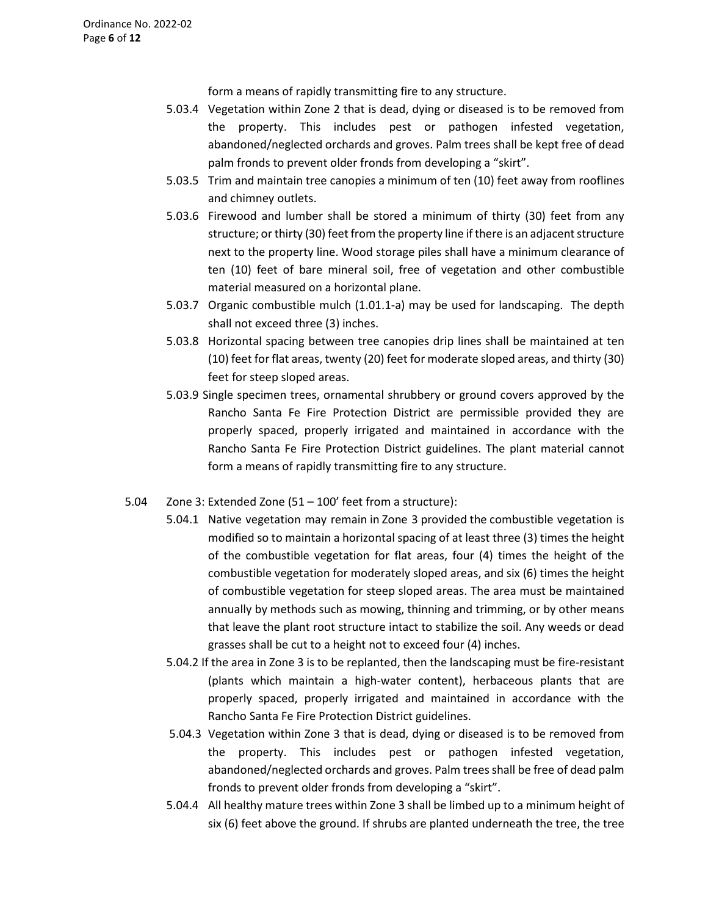form a means of rapidly transmitting fire to any structure.

5.03.4 Vegetation within Zone 2 that is dead, dying or diseased is to be removed from the property. This includes pest or pathogen infested vegetation, abandoned/neglected orchards and groves. Palm trees shall be kept free of dead palm fronds to prevent older fronds from developing a "skirt".

5.03.5 Trim and maintain tree canopies a minimum of ten (10) feet away from rooflines and chimney outlets.

5.03.6 Firewood and lumber shall be stored a minimum of thirty (30) feet from any structure; or thirty (30) feet from the property line if there is an adjacent structure next to the property line. Wood storage piles shall have a minimum clearance of ten (10) feet of bare mineral soil, free of vegetation and other combustible material measured on a horizontal plane.

5.03.7 Organic combustible mulch (1.01.1-a) may be used for landscaping. The depth shall not exceed three (3) inches.

5.03.8 Horizontal spacing between tree canopies drip lines shall be maintained at ten (10) feet for flat areas, twenty (20) feet for moderate sloped areas, and thirty (30) feet for steep sloped areas.

5.03.9 Single specimen trees, ornamental shrubbery or ground covers approved by the Rancho Santa Fe Fire Protection District are permissible provided they are properly spaced, properly irrigated and maintained in accordance with the Rancho Santa Fe Fire Protection District guidelines. The plant material cannot form a means of rapidly transmitting fire to any structure.

5.04 Zone 3: Extended Zone (51 – 100' feet from a structure):

5.04.1 Native vegetation may remain in Zone 3 provided the combustible vegetation is modified so to maintain a horizontal spacing of at least three (3) times the height of the combustible vegetation for flat areas, four (4) times the height of the combustible vegetation for moderately sloped areas, and six (6) times the height of combustible vegetation for steep sloped areas. The area must be maintained annually by methods such as mowing, thinning and trimming, or by other means that leave the plant root structure intact to stabilize the soil. Any weeds or dead grasses shall be cut to a height not to exceed four (4) inches.

5.04.2 If the area in Zone 3 is to be replanted, then the landscaping must be fire-resistant (plants which maintain a high-water content), herbaceous plants that are properly spaced, properly irrigated and maintained in accordance with the Rancho Santa Fe Fire Protection District guidelines.

5.04.3 Vegetation within Zone 3 that is dead, dying or diseased is to be removed from the property. This includes pest or pathogen infested vegetation, abandoned/neglected orchards and groves. Palm trees shall be free of dead palm fronds to prevent older fronds from developing a "skirt".

5.04.4 All healthy mature trees within Zone 3 shall be limbed up to a minimum height of six (6) feet above the ground. If shrubs are planted underneath the tree, the tree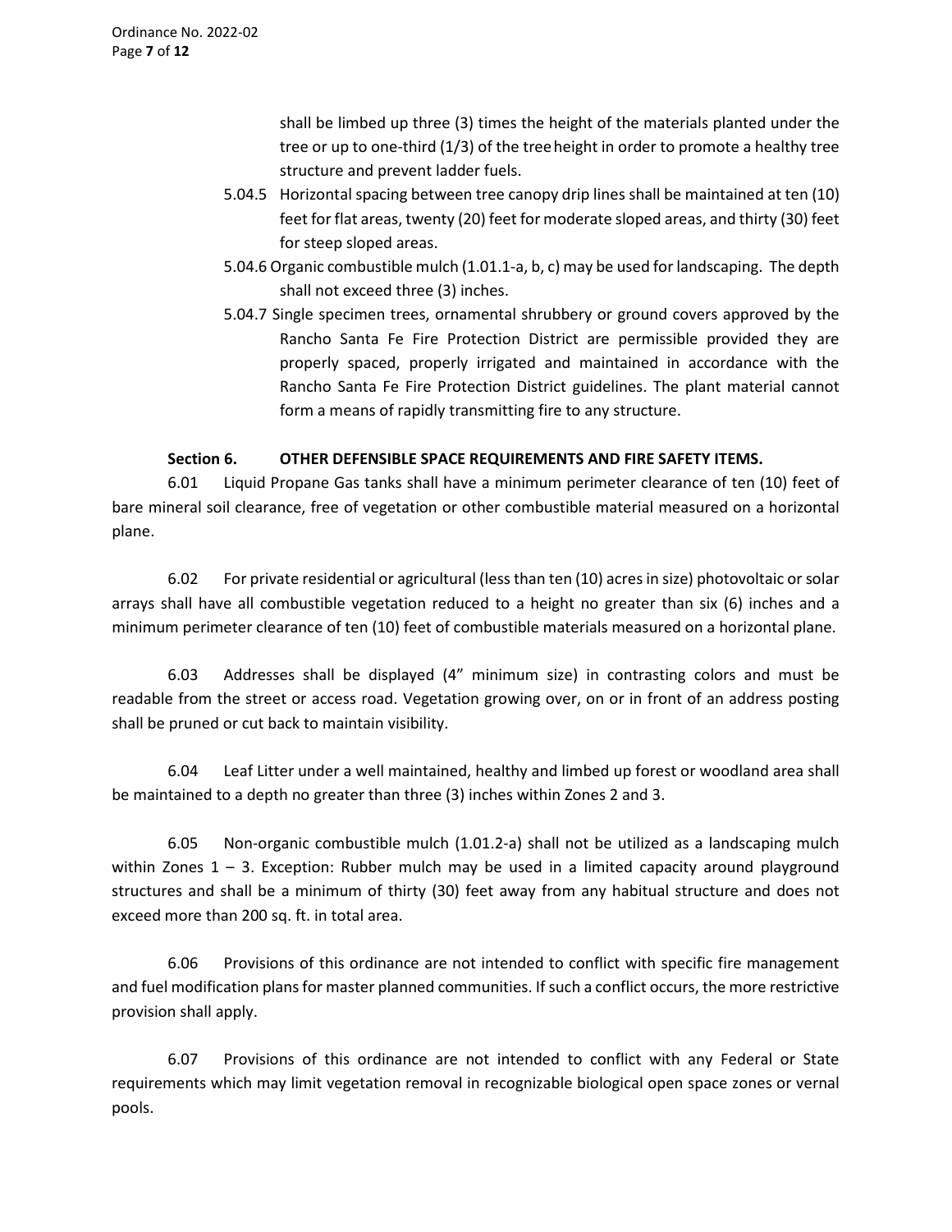shall be limbed up three (3) times the height of the materials planted under the tree or up to one-third (1/3) of the tree height in order to promote a healthy tree structure and prevent ladder fuels.

5.04.5 Horizontal spacing between tree canopy drip lines shall be maintained at ten (10) feet for flat areas, twenty (20) feet for moderate sloped areas, and thirty (30) feet for steep sloped areas.

5.04.6 Organic combustible mulch (1.01.1-a, b, c) may be used for landscaping. The depth shall not exceed three (3) inches.

5.04.7 Single specimen trees, ornamental shrubbery or ground covers approved by the Rancho Santa Fe Fire Protection District are permissible provided they are properly spaced, properly irrigated and maintained in accordance with the Rancho Santa Fe Fire Protection District guidelines. The plant material cannot form a means of rapidly transmitting fire to any structure.

**Section 6. OTHER DEFENSIBLE SPACE REQUIREMENTS AND FIRE SAFETY ITEMS.**

6.01 Liquid Propane Gas tanks shall have a minimum perimeter clearance of ten (10) feet of bare mineral soil clearance, free of vegetation or other combustible material measured on a horizontal plane.

6.02 For private residential or agricultural (less than ten (10) acres in size) photovoltaic or solar arrays shall have all combustible vegetation reduced to a height no greater than six (6) inches and a minimum perimeter clearance of ten (10) feet of combustible materials measured on a horizontal plane.

6.03 Addresses shall be displayed (4" minimum size) in contrasting colors and must be readable from the street or access road. Vegetation growing over, on or in front of an address posting shall be pruned or cut back to maintain visibility.

6.04 Leaf Litter under a well maintained, healthy and limbed up forest or woodland area shall be maintained to a depth no greater than three (3) inches within Zones 2 and 3.

6.05 Non-organic combustible mulch (1.01.2-a) shall not be utilized as a landscaping mulch within Zones 1 – 3. Exception: Rubber mulch may be used in a limited capacity around playground structures and shall be a minimum of thirty (30) feet away from any habitual structure and does not exceed more than 200 sq. ft. in total area.

6.06 Provisions of this ordinance are not intended to conflict with specific fire management and fuel modification plans for master planned communities. If such a conflict occurs, the more restrictive provision shall apply.

6.07 Provisions of this ordinance are not intended to conflict with any Federal or State requirements which may limit vegetation removal in recognizable biological open space zones or vernal pools.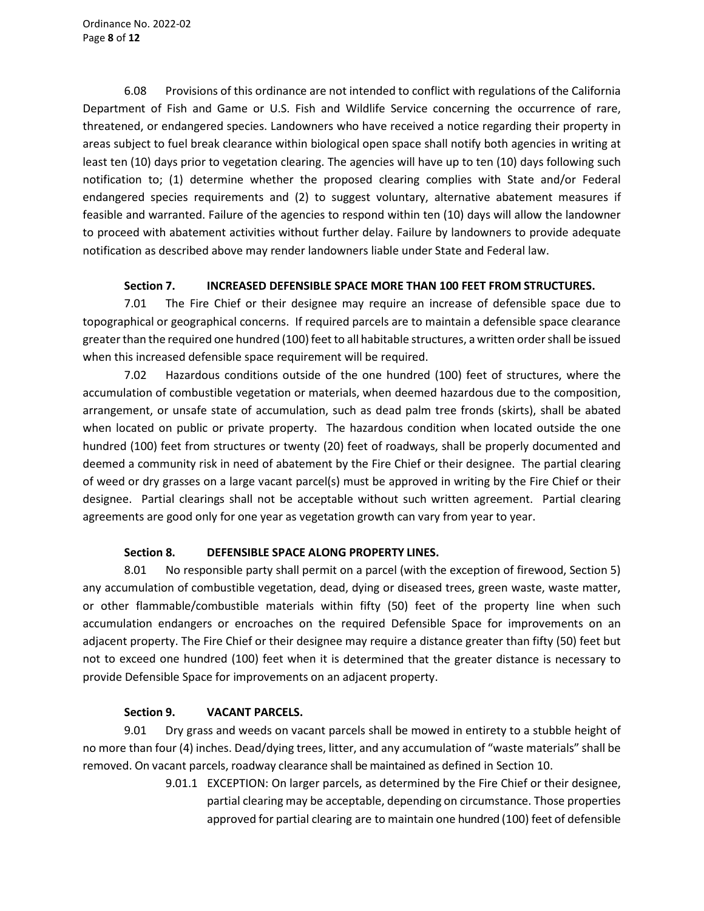6.08 Provisions of this ordinance are not intended to conflict with regulations of the California Department of Fish and Game or U.S. Fish and Wildlife Service concerning the occurrence of rare, threatened, or endangered species. Landowners who have received a notice regarding their property in areas subject to fuel break clearance within biological open space shall notify both agencies in writing at least ten (10) days prior to vegetation clearing. The agencies will have up to ten (10) days following such notification to; (1) determine whether the proposed clearing complies with State and/or Federal endangered species requirements and (2) to suggest voluntary, alternative abatement measures if feasible and warranted. Failure of the agencies to respond within ten (10) days will allow the landowner to proceed with abatement activities without further delay. Failure by landowners to provide adequate notification as described above may render landowners liable under State and Federal law.

**Section 7. INCREASED DEFENSIBLE SPACE MORE THAN 100 FEET FROM STRUCTURES.**

7.01 The Fire Chief or their designee may require an increase of defensible space due to topographical or geographical concerns. If required parcels are to maintain a defensible space clearance greater than the required one hundred (100) feet to all habitable structures, a written order shall be issued when this increased defensible space requirement will be required.

7.02 Hazardous conditions outside of the one hundred (100) feet of structures, where the accumulation of combustible vegetation or materials, when deemed hazardous due to the composition, arrangement, or unsafe state of accumulation, such as dead palm tree fronds (skirts), shall be abated when located on public or private property. The hazardous condition when located outside the one hundred (100) feet from structures or twenty (20) feet of roadways, shall be properly documented and deemed a community risk in need of abatement by the Fire Chief or their designee. The partial clearing of weed or dry grasses on a large vacant parcel(s) must be approved in writing by the Fire Chief or their designee. Partial clearings shall not be acceptable without such written agreement. Partial clearing agreements are good only for one year as vegetation growth can vary from year to year.

**Section 8. DEFENSIBLE SPACE ALONG PROPERTY LINES.**

8.01 No responsible party shall permit on a parcel (with the exception of firewood, Section 5) any accumulation of combustible vegetation, dead, dying or diseased trees, green waste, waste matter, or other flammable/combustible materials within fifty (50) feet of the property line when such accumulation endangers or encroaches on the required Defensible Space for improvements on an adjacent property. The Fire Chief or their designee may require a distance greater than fifty (50) feet but not to exceed one hundred (100) feet when it is determined that the greater distance is necessary to provide Defensible Space for improvements on an adjacent property.

**Section 9. VACANT PARCELS.**

9.01 Dry grass and weeds on vacant parcels shall be mowed in entirety to a stubble height of no more than four (4) inches. Dead/dying trees, litter, and any accumulation of "waste materials" shall be removed. On vacant parcels, roadway clearance shall be maintained as defined in Section 10.

9.01.1 EXCEPTION: On larger parcels, as determined by the Fire Chief or their designee, partial clearing may be acceptable, depending on circumstance. Those properties approved for partial clearing are to maintain one hundred (100) feet of defensible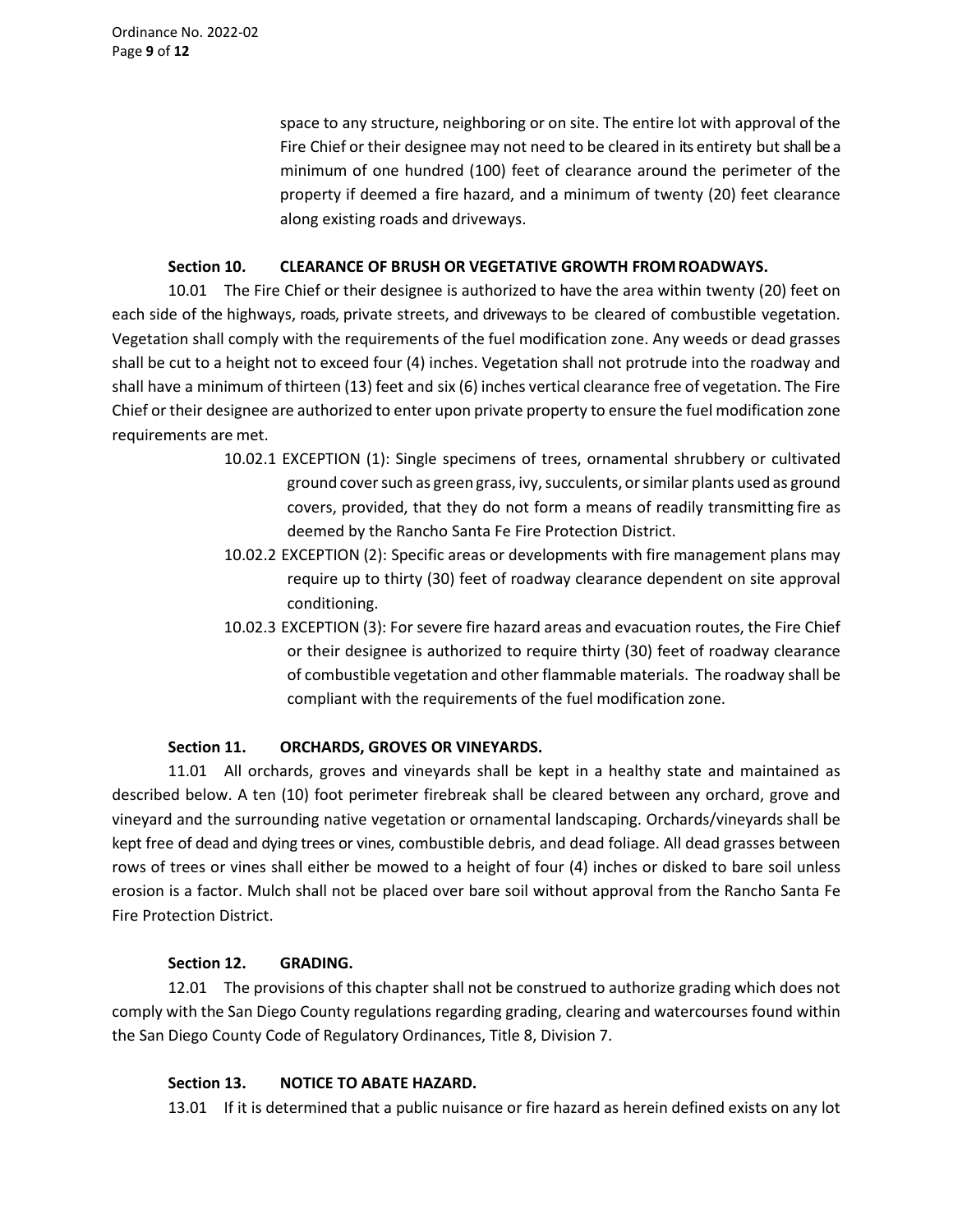space to any structure, neighboring or on site. The entire lot with approval of the Fire Chief or their designee may not need to be cleared in its entirety but shall be a minimum of one hundred (100) feet of clearance around the perimeter of the property if deemed a fire hazard, and a minimum of twenty (20) feet clearance along existing roads and driveways.

**Section 10. CLEARANCE OF BRUSH OR VEGETATIVE GROWTH FROM ROADWAYS.**

10.01 The Fire Chief or their designee is authorized to have the area within twenty (20) feet on each side of the highways, roads, private streets, and driveways to be cleared of combustible vegetation. Vegetation shall comply with the requirements of the fuel modification zone. Any weeds or dead grasses shall be cut to a height not to exceed four (4) inches. Vegetation shall not protrude into the roadway and shall have a minimum of thirteen (13) feet and six (6) inches vertical clearance free of vegetation. The Fire Chief or their designee are authorized to enter upon private property to ensure the fuel modification zone requirements are met.

10.02.1 EXCEPTION (1): Single specimens of trees, ornamental shrubbery or cultivated ground cover such as green grass, ivy, succulents, or similar plants used as ground covers, provided, that they do not form a means of readily transmitting fire as deemed by the Rancho Santa Fe Fire Protection District.

10.02.2 EXCEPTION (2): Specific areas or developments with fire management plans may require up to thirty (30) feet of roadway clearance dependent on site approval conditioning.

10.02.3 EXCEPTION (3): For severe fire hazard areas and evacuation routes, the Fire Chief or their designee is authorized to require thirty (30) feet of roadway clearance of combustible vegetation and other flammable materials. The roadway shall be compliant with the requirements of the fuel modification zone.

**Section 11. ORCHARDS, GROVES OR VINEYARDS.**

11.01 All orchards, groves and vineyards shall be kept in a healthy state and maintained as described below. A ten (10) foot perimeter firebreak shall be cleared between any orchard, grove and vineyard and the surrounding native vegetation or ornamental landscaping. Orchards/vineyards shall be kept free of dead and dying trees or vines, combustible debris, and dead foliage. All dead grasses between rows of trees or vines shall either be mowed to a height of four (4) inches or disked to bare soil unless erosion is a factor. Mulch shall not be placed over bare soil without approval from the Rancho Santa Fe Fire Protection District.

**Section 12. GRADING.**

12.01 The provisions of this chapter shall not be construed to authorize grading which does not comply with the San Diego County regulations regarding grading, clearing and watercourses found within the San Diego County Code of Regulatory Ordinances, Title 8, Division 7.

**Section 13. NOTICE TO ABATE HAZARD.**

13.01 If it is determined that a public nuisance or fire hazard as herein defined exists on any lot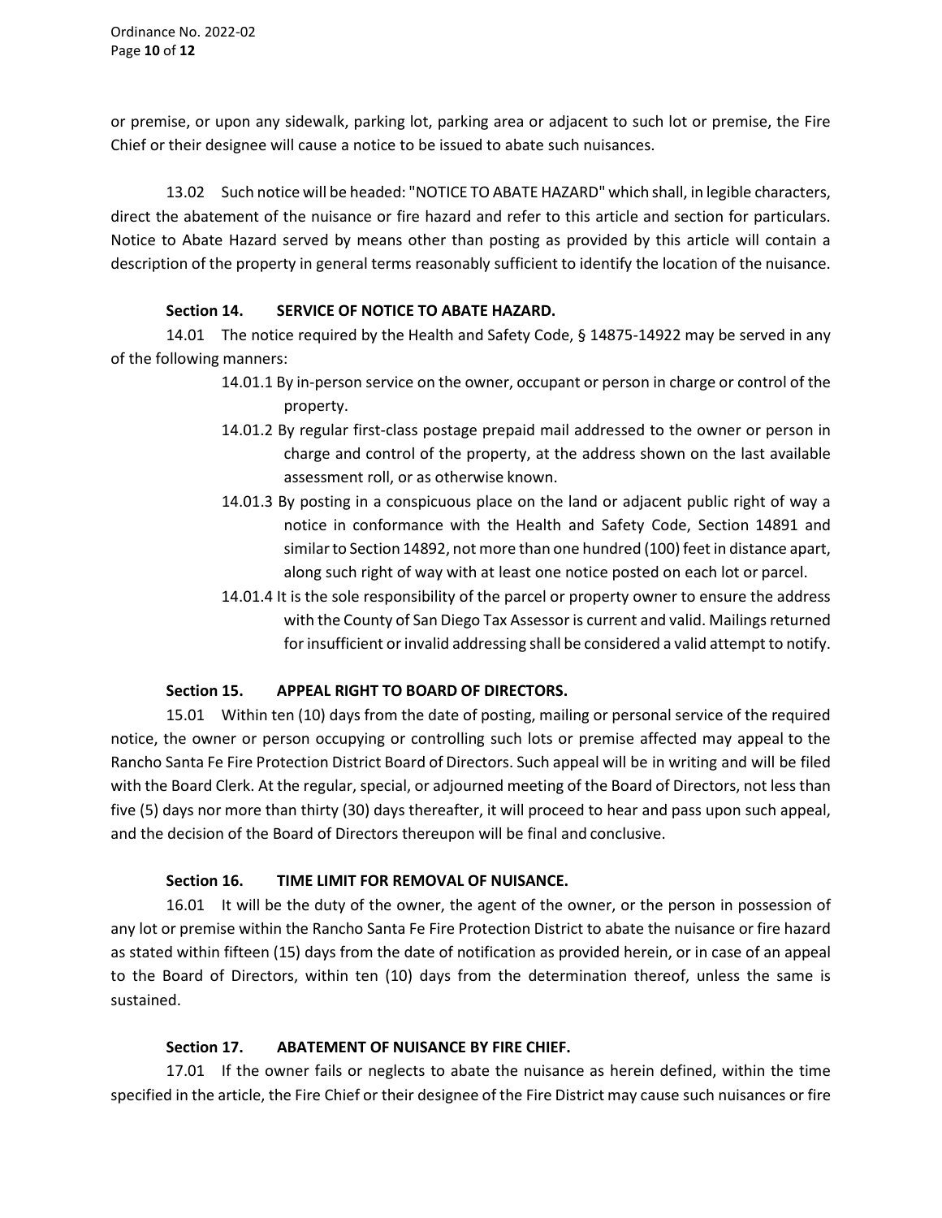or premise, or upon any sidewalk, parking lot, parking area or adjacent to such lot or premise, the Fire Chief or their designee will cause a notice to be issued to abate such nuisances.

13.02 Such notice will be headed: "NOTICE TO ABATE HAZARD" which shall, in legible characters, direct the abatement of the nuisance or fire hazard and refer to this article and section for particulars. Notice to Abate Hazard served by means other than posting as provided by this article will contain a description of the property in general terms reasonably sufficient to identify the location of the nuisance.

**Section 14. SERVICE OF NOTICE TO ABATE HAZARD.**

14.01 The notice required by the Health and Safety Code, § 14875-14922 may be served in any of the following manners:

- 14.01.1 By in-person service on the owner, occupant or person in charge or control of the property.
- 14.01.2 By regular first-class postage prepaid mail addressed to the owner or person in charge and control of the property, at the address shown on the last available assessment roll, or as otherwise known.
- 14.01.3 By posting in a conspicuous place on the land or adjacent public right of way a notice in conformance with the Health and Safety Code, Section 14891 and similar to Section 14892, not more than one hundred (100) feet in distance apart, along such right of way with at least one notice posted on each lot or parcel.
- 14.01.4 It is the sole responsibility of the parcel or property owner to ensure the address with the County of San Diego Tax Assessor is current and valid. Mailings returned for insufficient or invalid addressing shall be considered a valid attempt to notify.

**Section 15. APPEAL RIGHT TO BOARD OF DIRECTORS.**

15.01 Within ten (10) days from the date of posting, mailing or personal service of the required notice, the owner or person occupying or controlling such lots or premise affected may appeal to the Rancho Santa Fe Fire Protection District Board of Directors. Such appeal will be in writing and will be filed with the Board Clerk. At the regular, special, or adjourned meeting of the Board of Directors, not less than five (5) days nor more than thirty (30) days thereafter, it will proceed to hear and pass upon such appeal, and the decision of the Board of Directors thereupon will be final and conclusive.

**Section 16. TIME LIMIT FOR REMOVAL OF NUISANCE.**

16.01 It will be the duty of the owner, the agent of the owner, or the person in possession of any lot or premise within the Rancho Santa Fe Fire Protection District to abate the nuisance or fire hazard as stated within fifteen (15) days from the date of notification as provided herein, or in case of an appeal to the Board of Directors, within ten (10) days from the determination thereof, unless the same is sustained.

**Section 17. ABATEMENT OF NUISANCE BY FIRE CHIEF.**

17.01 If the owner fails or neglects to abate the nuisance as herein defined, within the time specified in the article, the Fire Chief or their designee of the Fire District may cause such nuisances or fire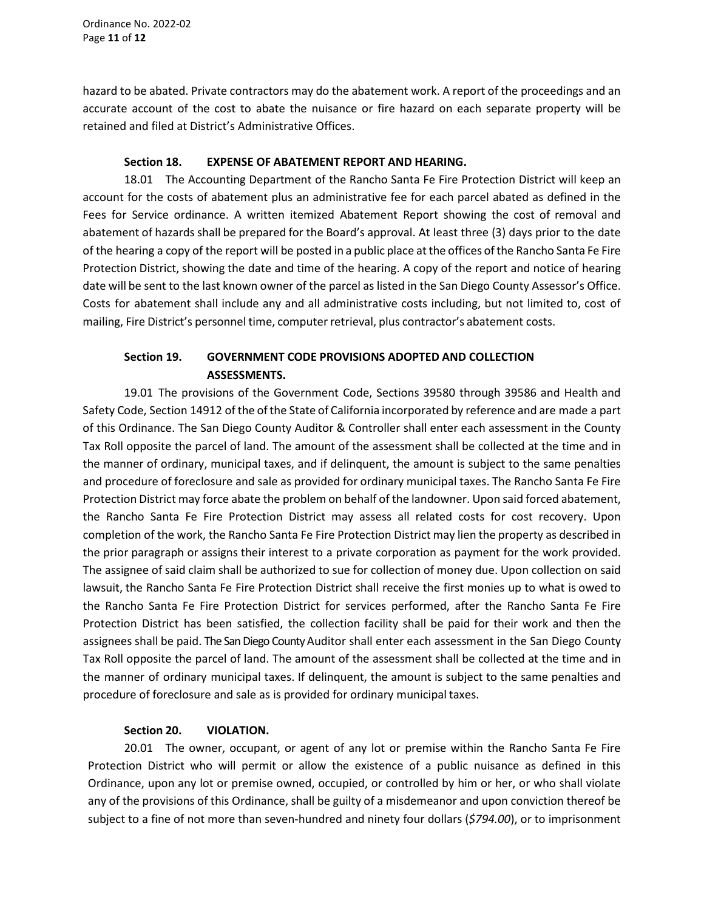hazard to be abated. Private contractors may do the abatement work. A report of the proceedings and an accurate account of the cost to abate the nuisance or fire hazard on each separate property will be retained and filed at District's Administrative Offices.

**Section 18. EXPENSE OF ABATEMENT REPORT AND HEARING.**

18.01 The Accounting Department of the Rancho Santa Fe Fire Protection District will keep an account for the costs of abatement plus an administrative fee for each parcel abated as defined in the Fees for Service ordinance. A written itemized Abatement Report showing the cost of removal and abatement of hazards shall be prepared for the Board's approval. At least three (3) days prior to the date of the hearing a copy of the report will be posted in a public place at the offices of the Rancho Santa Fe Fire Protection District, showing the date and time of the hearing. A copy of the report and notice of hearing date will be sent to the last known owner of the parcel as listed in the San Diego County Assessor's Office. Costs for abatement shall include any and all administrative costs including, but not limited to, cost of mailing, Fire District's personnel time, computer retrieval, plus contractor's abatement costs.

**Section 19. GOVERNMENT CODE PROVISIONS ADOPTED AND COLLECTION ASSESSMENTS.**

19.01 The provisions of the Government Code, Sections 39580 through 39586 and Health and Safety Code, Section 14912 of the of the State of California incorporated by reference and are made a part of this Ordinance. The San Diego County Auditor & Controller shall enter each assessment in the County Tax Roll opposite the parcel of land. The amount of the assessment shall be collected at the time and in the manner of ordinary, municipal taxes, and if delinquent, the amount is subject to the same penalties and procedure of foreclosure and sale as provided for ordinary municipal taxes. The Rancho Santa Fe Fire Protection District may force abate the problem on behalf of the landowner. Upon said forced abatement, the Rancho Santa Fe Fire Protection District may assess all related costs for cost recovery. Upon completion of the work, the Rancho Santa Fe Fire Protection District may lien the property as described in the prior paragraph or assigns their interest to a private corporation as payment for the work provided. The assignee of said claim shall be authorized to sue for collection of money due. Upon collection on said lawsuit, the Rancho Santa Fe Fire Protection District shall receive the first monies up to what is owed to the Rancho Santa Fe Fire Protection District for services performed, after the Rancho Santa Fe Fire Protection District has been satisfied, the collection facility shall be paid for their work and then the assignees shall be paid. The San Diego County Auditor shall enter each assessment in the San Diego County Tax Roll opposite the parcel of land. The amount of the assessment shall be collected at the time and in the manner of ordinary municipal taxes. If delinquent, the amount is subject to the same penalties and procedure of foreclosure and sale as is provided for ordinary municipal taxes.

**Section 20. VIOLATION.**

20.01 The owner, occupant, or agent of any lot or premise within the Rancho Santa Fe Fire Protection District who will permit or allow the existence of a public nuisance as defined in this Ordinance, upon any lot or premise owned, occupied, or controlled by him or her, or who shall violate any of the provisions of this Ordinance, shall be guilty of a misdemeanor and upon conviction thereof be subject to a fine of not more than seven-hundred and ninety four dollars (*$794.00*), or to imprisonment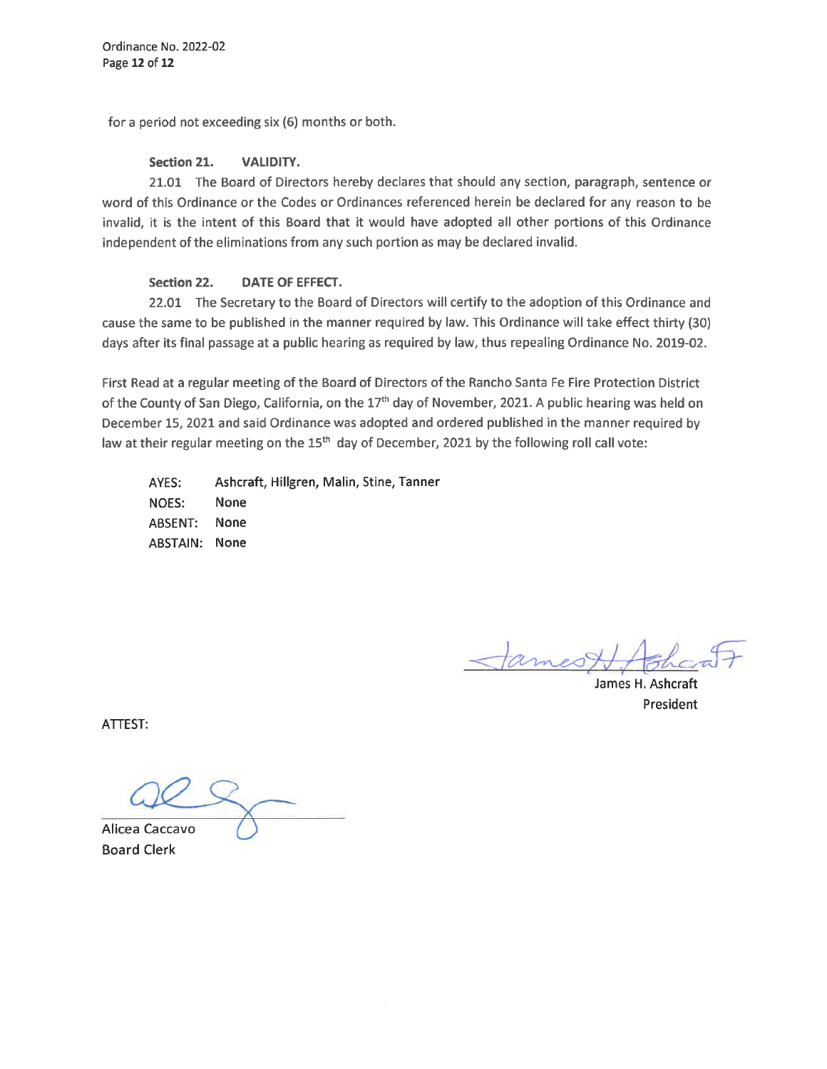for a period not exceeding six (6) months or both.

**Section 21. VALIDITY.**

21.01 The Board of Directors hereby declares that should any section, paragraph, sentence or word of this Ordinance or the Codes or Ordinances referenced herein be declared for any reason to be invalid, it is the intent of this Board that it would have adopted all other portions of this Ordinance independent of the eliminations from any such portion as may be declared invalid.

**Section 22. DATE OF EFFECT.**

22.01 The Secretary to the Board of Directors will certify to the adoption of this Ordinance and cause the same to be published in the manner required by law. This Ordinance will take effect thirty (30) days after its final passage at a public hearing as required by law, thus repealing Ordinance No. 2019-02.

First Read at a regular meeting of the Board of Directors of the Rancho Santa Fe Fire Protection District of the County of San Diego, California, on the 17th day of November, 2021. A public hearing was held on December 15, 2021 and said Ordinance was adopted and ordered published in the manner required by law at their regular meeting on the 15th day of December, 2021 by the following roll call vote:

AYES: Ashcraft, Hillgren, Malin, Stine, Tanner
NOES: None
ABSENT: None
ABSTAIN: None

James H. Ashcraft
President

ATTEST:

Alicea Caccavo
Board Clerk